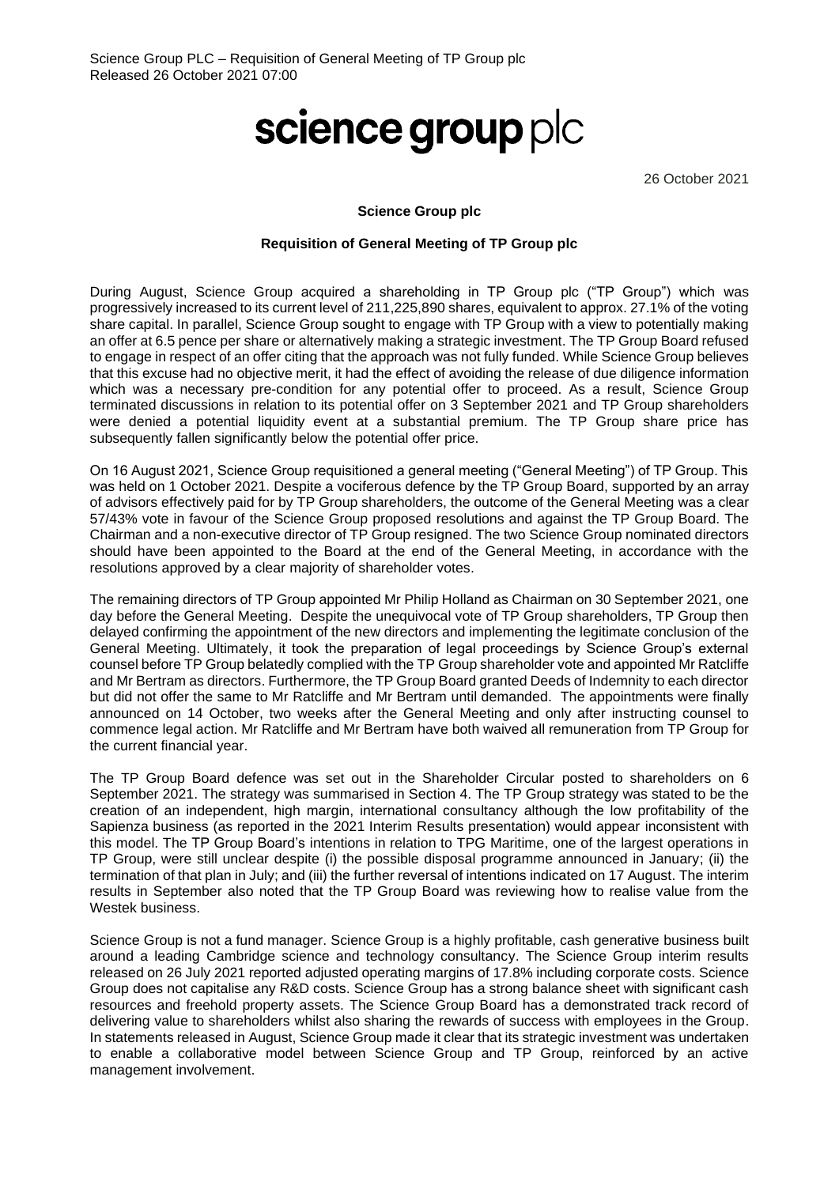Science Group PLC – Requisition of General Meeting of TP Group plc
Released 26 October 2021 07:00

# science group plc

26 October 2021

**Science Group plc**

**Requisition of General Meeting of TP Group plc**

During August, Science Group acquired a shareholding in TP Group plc ("TP Group") which was progressively increased to its current level of 211,225,890 shares, equivalent to approx. 27.1% of the voting share capital. In parallel, Science Group sought to engage with TP Group with a view to potentially making an offer at 6.5 pence per share or alternatively making a strategic investment. The TP Group Board refused to engage in respect of an offer citing that the approach was not fully funded. While Science Group believes that this excuse had no objective merit, it had the effect of avoiding the release of due diligence information which was a necessary pre-condition for any potential offer to proceed. As a result, Science Group terminated discussions in relation to its potential offer on 3 September 2021 and TP Group shareholders were denied a potential liquidity event at a substantial premium. The TP Group share price has subsequently fallen significantly below the potential offer price.

On 16 August 2021, Science Group requisitioned a general meeting ("General Meeting") of TP Group. This was held on 1 October 2021. Despite a vociferous defence by the TP Group Board, supported by an array of advisors effectively paid for by TP Group shareholders, the outcome of the General Meeting was a clear 57/43% vote in favour of the Science Group proposed resolutions and against the TP Group Board. The Chairman and a non-executive director of TP Group resigned. The two Science Group nominated directors should have been appointed to the Board at the end of the General Meeting, in accordance with the resolutions approved by a clear majority of shareholder votes.

The remaining directors of TP Group appointed Mr Philip Holland as Chairman on 30 September 2021, one day before the General Meeting. Despite the unequivocal vote of TP Group shareholders, TP Group then delayed confirming the appointment of the new directors and implementing the legitimate conclusion of the General Meeting. Ultimately, it took the preparation of legal proceedings by Science Group's external counsel before TP Group belatedly complied with the TP Group shareholder vote and appointed Mr Ratcliffe and Mr Bertram as directors. Furthermore, the TP Group Board granted Deeds of Indemnity to each director but did not offer the same to Mr Ratcliffe and Mr Bertram until demanded. The appointments were finally announced on 14 October, two weeks after the General Meeting and only after instructing counsel to commence legal action. Mr Ratcliffe and Mr Bertram have both waived all remuneration from TP Group for the current financial year.

The TP Group Board defence was set out in the Shareholder Circular posted to shareholders on 6 September 2021. The strategy was summarised in Section 4. The TP Group strategy was stated to be the creation of an independent, high margin, international consultancy although the low profitability of the Sapienza business (as reported in the 2021 Interim Results presentation) would appear inconsistent with this model. The TP Group Board's intentions in relation to TPG Maritime, one of the largest operations in TP Group, were still unclear despite (i) the possible disposal programme announced in January; (ii) the termination of that plan in July; and (iii) the further reversal of intentions indicated on 17 August. The interim results in September also noted that the TP Group Board was reviewing how to realise value from the Westek business.

Science Group is not a fund manager. Science Group is a highly profitable, cash generative business built around a leading Cambridge science and technology consultancy. The Science Group interim results released on 26 July 2021 reported adjusted operating margins of 17.8% including corporate costs. Science Group does not capitalise any R&D costs. Science Group has a strong balance sheet with significant cash resources and freehold property assets. The Science Group Board has a demonstrated track record of delivering value to shareholders whilst also sharing the rewards of success with employees in the Group. In statements released in August, Science Group made it clear that its strategic investment was undertaken to enable a collaborative model between Science Group and TP Group, reinforced by an active management involvement.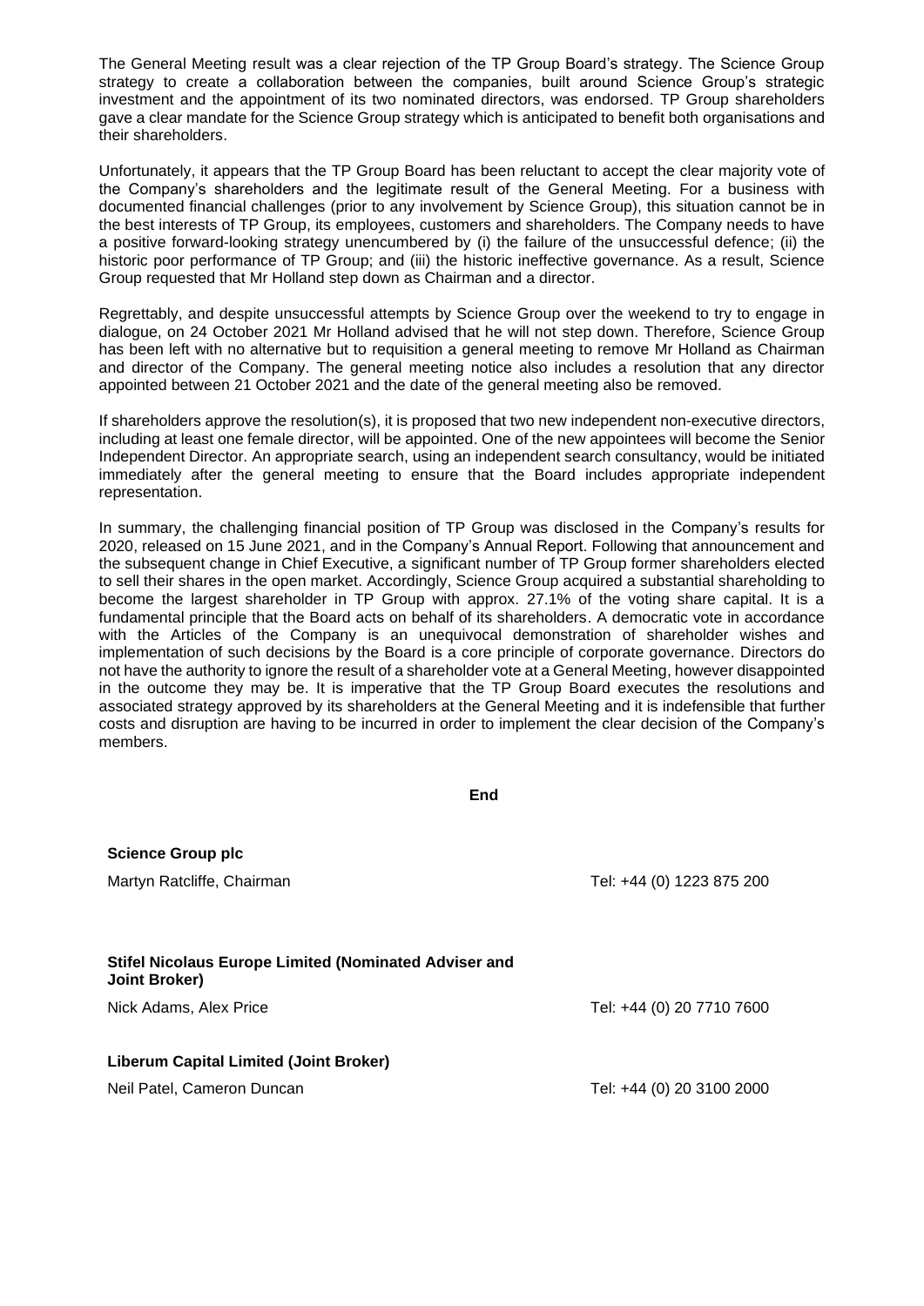The General Meeting result was a clear rejection of the TP Group Board's strategy. The Science Group strategy to create a collaboration between the companies, built around Science Group's strategic investment and the appointment of its two nominated directors, was endorsed. TP Group shareholders gave a clear mandate for the Science Group strategy which is anticipated to benefit both organisations and their shareholders.

Unfortunately, it appears that the TP Group Board has been reluctant to accept the clear majority vote of the Company's shareholders and the legitimate result of the General Meeting. For a business with documented financial challenges (prior to any involvement by Science Group), this situation cannot be in the best interests of TP Group, its employees, customers and shareholders. The Company needs to have a positive forward-looking strategy unencumbered by (i) the failure of the unsuccessful defence; (ii) the historic poor performance of TP Group; and (iii) the historic ineffective governance. As a result, Science Group requested that Mr Holland step down as Chairman and a director.

Regrettably, and despite unsuccessful attempts by Science Group over the weekend to try to engage in dialogue, on 24 October 2021 Mr Holland advised that he will not step down. Therefore, Science Group has been left with no alternative but to requisition a general meeting to remove Mr Holland as Chairman and director of the Company. The general meeting notice also includes a resolution that any director appointed between 21 October 2021 and the date of the general meeting also be removed.

If shareholders approve the resolution(s), it is proposed that two new independent non-executive directors, including at least one female director, will be appointed. One of the new appointees will become the Senior Independent Director. An appropriate search, using an independent search consultancy, would be initiated immediately after the general meeting to ensure that the Board includes appropriate independent representation.

In summary, the challenging financial position of TP Group was disclosed in the Company's results for 2020, released on 15 June 2021, and in the Company's Annual Report. Following that announcement and the subsequent change in Chief Executive, a significant number of TP Group former shareholders elected to sell their shares in the open market. Accordingly, Science Group acquired a substantial shareholding to become the largest shareholder in TP Group with approx. 27.1% of the voting share capital. It is a fundamental principle that the Board acts on behalf of its shareholders. A democratic vote in accordance with the Articles of the Company is an unequivocal demonstration of shareholder wishes and implementation of such decisions by the Board is a core principle of corporate governance. Directors do not have the authority to ignore the result of a shareholder vote at a General Meeting, however disappointed in the outcome they may be. It is imperative that the TP Group Board executes the resolutions and associated strategy approved by its shareholders at the General Meeting and it is indefensible that further costs and disruption are having to be incurred in order to implement the clear decision of the Company's members.

**End**

**Science Group plc**

Martyn Ratcliffe, Chairman — Tel: +44 (0) 1223 875 200

**Stifel Nicolaus Europe Limited (Nominated Adviser and Joint Broker)**

Nick Adams, Alex Price — Tel: +44 (0) 20 7710 7600

**Liberum Capital Limited (Joint Broker)**

Neil Patel, Cameron Duncan — Tel: +44 (0) 20 3100 2000